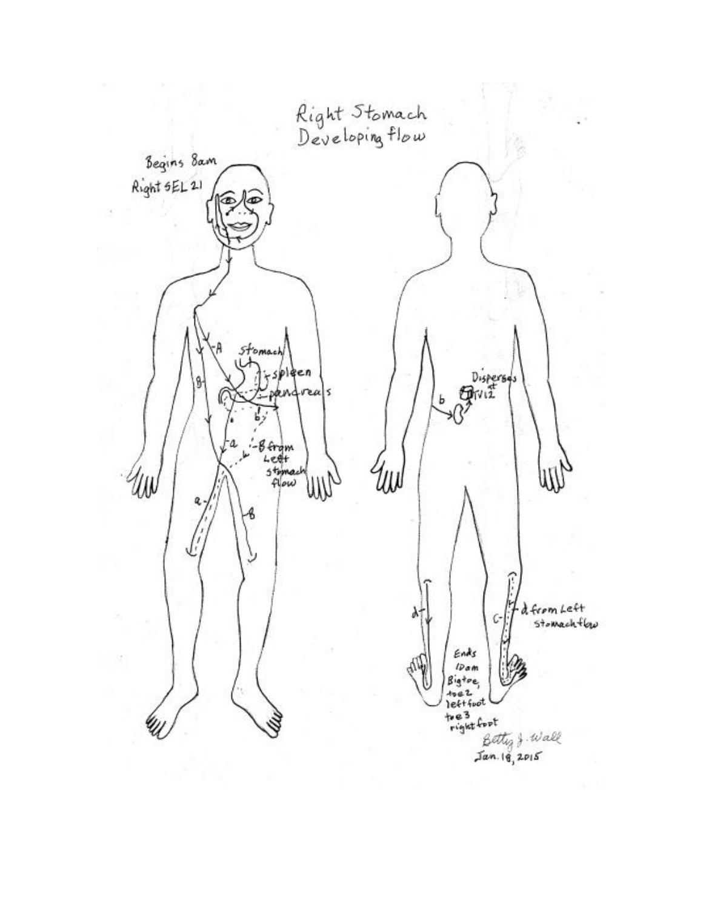# Right Stomach Developing flow

Begins 8am
Right SEL 21

A

B

Stomach

spleen

pancreas

b

a

B from Left stomach flow

a

B

b

Disperses at TV12

d

c

d from Left Stomach flow

Ends 10am Bigtoe, toe2 left foot toe3 right foot

Betty J. Wall
Jan. 18, 2015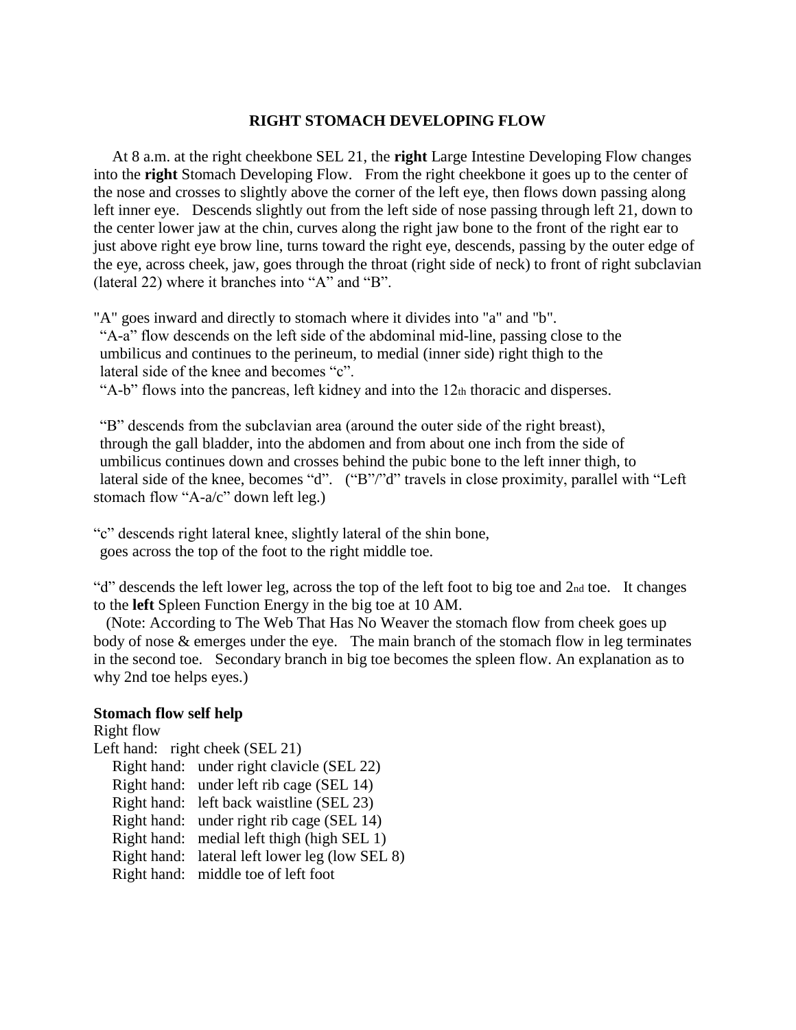# RIGHT STOMACH DEVELOPING FLOW

At 8 a.m. at the right cheekbone SEL 21, the **right** Large Intestine Developing Flow changes into the **right** Stomach Developing Flow. From the right cheekbone it goes up to the center of the nose and crosses to slightly above the corner of the left eye, then flows down passing along left inner eye. Descends slightly out from the left side of nose passing through left 21, down to the center lower jaw at the chin, curves along the right jaw bone to the front of the right ear to just above right eye brow line, turns toward the right eye, descends, passing by the outer edge of the eye, across cheek, jaw, goes through the throat (right side of neck) to front of right subclavian (lateral 22) where it branches into "A" and "B".

"A" goes inward and directly to stomach where it divides into "a" and "b".
"A-a" flow descends on the left side of the abdominal mid-line, passing close to the umbilicus and continues to the perineum, to medial (inner side) right thigh to the lateral side of the knee and becomes "c".
"A-b" flows into the pancreas, left kidney and into the 12th thoracic and disperses.

"B" descends from the subclavian area (around the outer side of the right breast), through the gall bladder, into the abdomen and from about one inch from the side of umbilicus continues down and crosses behind the pubic bone to the left inner thigh, to lateral side of the knee, becomes "d". ("B"/"d" travels in close proximity, parallel with "Left stomach flow "A-a/c" down left leg.)

"c" descends right lateral knee, slightly lateral of the shin bone, goes across the top of the foot to the right middle toe.

"d" descends the left lower leg, across the top of the left foot to big toe and 2nd toe. It changes to the **left** Spleen Function Energy in the big toe at 10 AM.

(Note: According to The Web That Has No Weaver the stomach flow from cheek goes up body of nose & emerges under the eye. The main branch of the stomach flow in leg terminates in the second toe. Secondary branch in big toe becomes the spleen flow. An explanation as to why 2nd toe helps eyes.)

**Stomach flow self help**

Right flow

Left hand: right cheek (SEL 21)
- Right hand: under right clavicle (SEL 22)
- Right hand: under left rib cage (SEL 14)
- Right hand: left back waistline (SEL 23)
- Right hand: under right rib cage (SEL 14)
- Right hand: medial left thigh (high SEL 1)
- Right hand: lateral left lower leg (low SEL 8)
- Right hand: middle toe of left foot